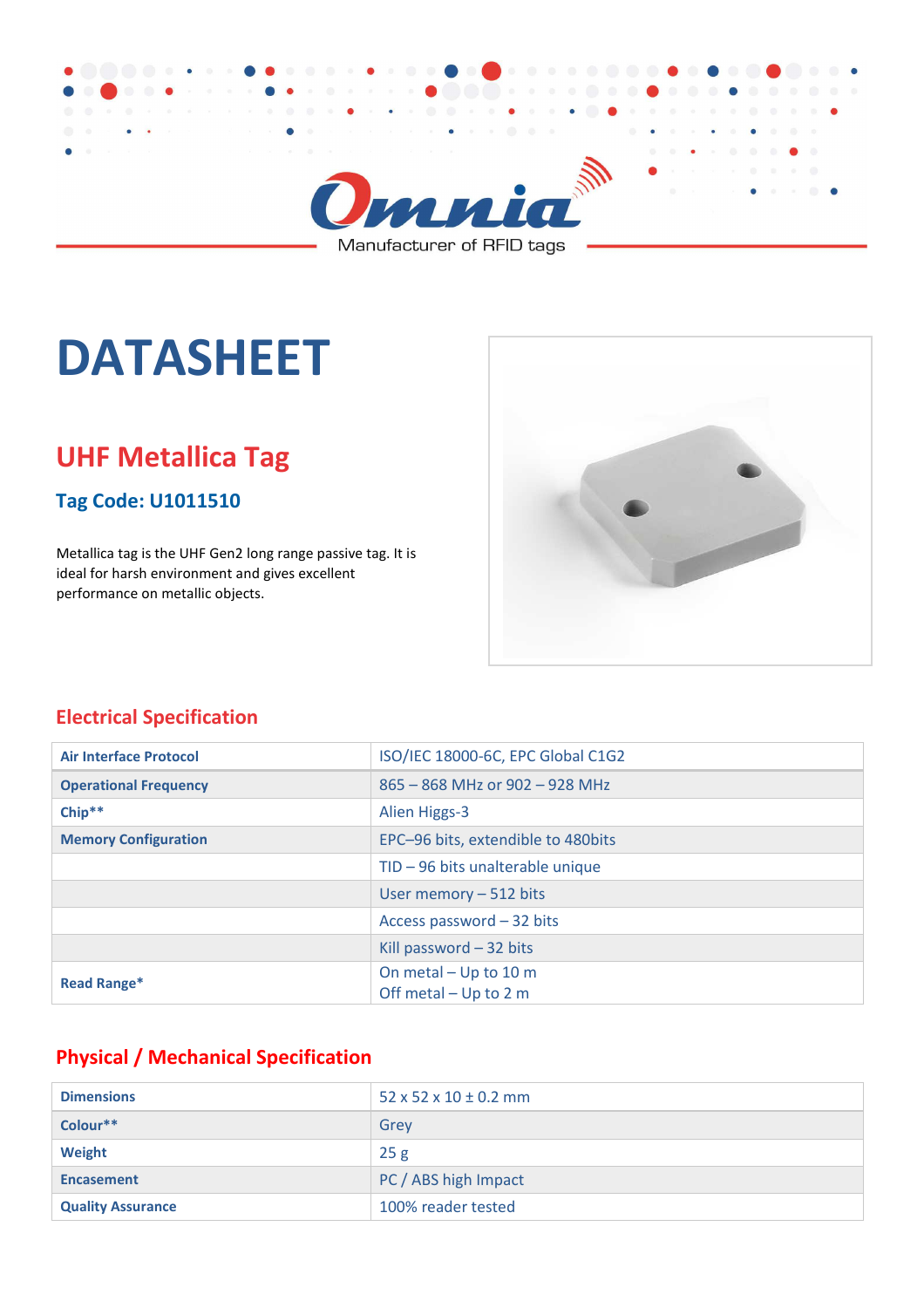Omnia

Manufacturer of RFID tags

# DATASHEET

## UHF Metallica Tag

### Tag Code: U1011510

Metallica tag is the UHF Gen2 long range passive tag. It is ideal for harsh environment and gives excellent performance on metallic objects.

## Electrical Specification

| | |
|---|---|
| **Air Interface Protocol** | ISO/IEC 18000-6C, EPC Global C1G2 |
| **Operational Frequency** | 865 – 868 MHz or 902 – 928 MHz |
| **Chip**** | Alien Higgs-3 |
| **Memory Configuration** | EPC–96 bits, extendible to 480bits |
| | TID – 96 bits unalterable unique |
| | User memory – 512 bits |
| | Access password – 32 bits |
| | Kill password – 32 bits |
| **Read Range*** | On metal – Up to 10 m<br>Off metal – Up to 2 m |

## Physical / Mechanical Specification

| | |
|---|---|
| **Dimensions** | 52 x 52 x 10 ± 0.2 mm |
| **Colour**** | Grey |
| **Weight** | 25 g |
| **Encasement** | PC / ABS high Impact |
| **Quality Assurance** | 100% reader tested |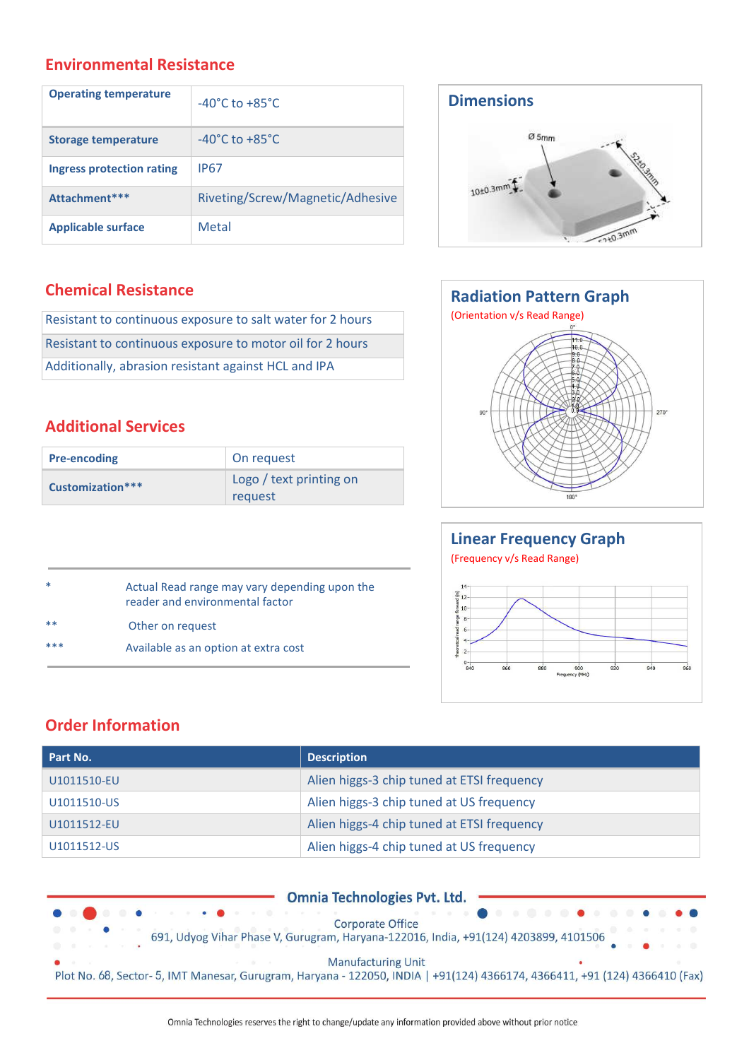## Environmental Resistance

| | |
|---|---|
| **Operating temperature** | -40°C to +85°C |
| **Storage temperature** | -40°C to +85°C |
| **Ingress protection rating** | IP67 |
| **Attachment*** ** | Riveting/Screw/Magnetic/Adhesive |
| **Applicable surface** | Metal |

## Dimensions

Ø 5mm

52±0.3mm

10±0.3mm

52±0.3mm

## Chemical Resistance

| |
|---|
| Resistant to continuous exposure to salt water for 2 hours |
| Resistant to continuous exposure to motor oil for 2 hours |
| Additionally, abrasion resistant against HCL and IPA |

## Radiation Pattern Graph

(Orientation v/s Read Range)

0°

11.0
10.0
9.0
8.0
7.0
6.0
5.0
4.0
3.0
2.0
1.0
0.0

90°

270°

180°

## Additional Services

| | |
|---|---|
| **Pre-encoding** | On request |
| **Customization*** ** | Logo / text printing on request |

| | |
|---|---|
| * | Actual Read range may vary depending upon the reader and environmental factor |
| ** | Other on request |
| *** | Available as an option at extra cost |

## Linear Frequency Graph

(Frequency v/s Read Range)

Theoretical read range forward (ft)

14
12
10
8
6
4
2
0

840 860 880 900 920 940 960

Frequency (MHz)

## Order Information

| Part No. | Description |
|---|---|
| U1011510-EU | Alien higgs-3 chip tuned at ETSI frequency |
| U1011510-US | Alien higgs-3 chip tuned at US frequency |
| U1011512-EU | Alien higgs-4 chip tuned at ETSI frequency |
| U1011512-US | Alien higgs-4 chip tuned at US frequency |

**Omnia Technologies Pvt. Ltd.**

Corporate Office
691, Udyog Vihar Phase V, Gurugram, Haryana-122016, India, +91(124) 4203899, 4101506

Manufacturing Unit
Plot No. 68, Sector- 5, IMT Manesar, Gurugram, Haryana - 122050, INDIA | +91(124) 4366174, 4366411, +91 (124) 4366410 (Fax)

Omnia Technologies reserves the right to change/update any information provided above without prior notice